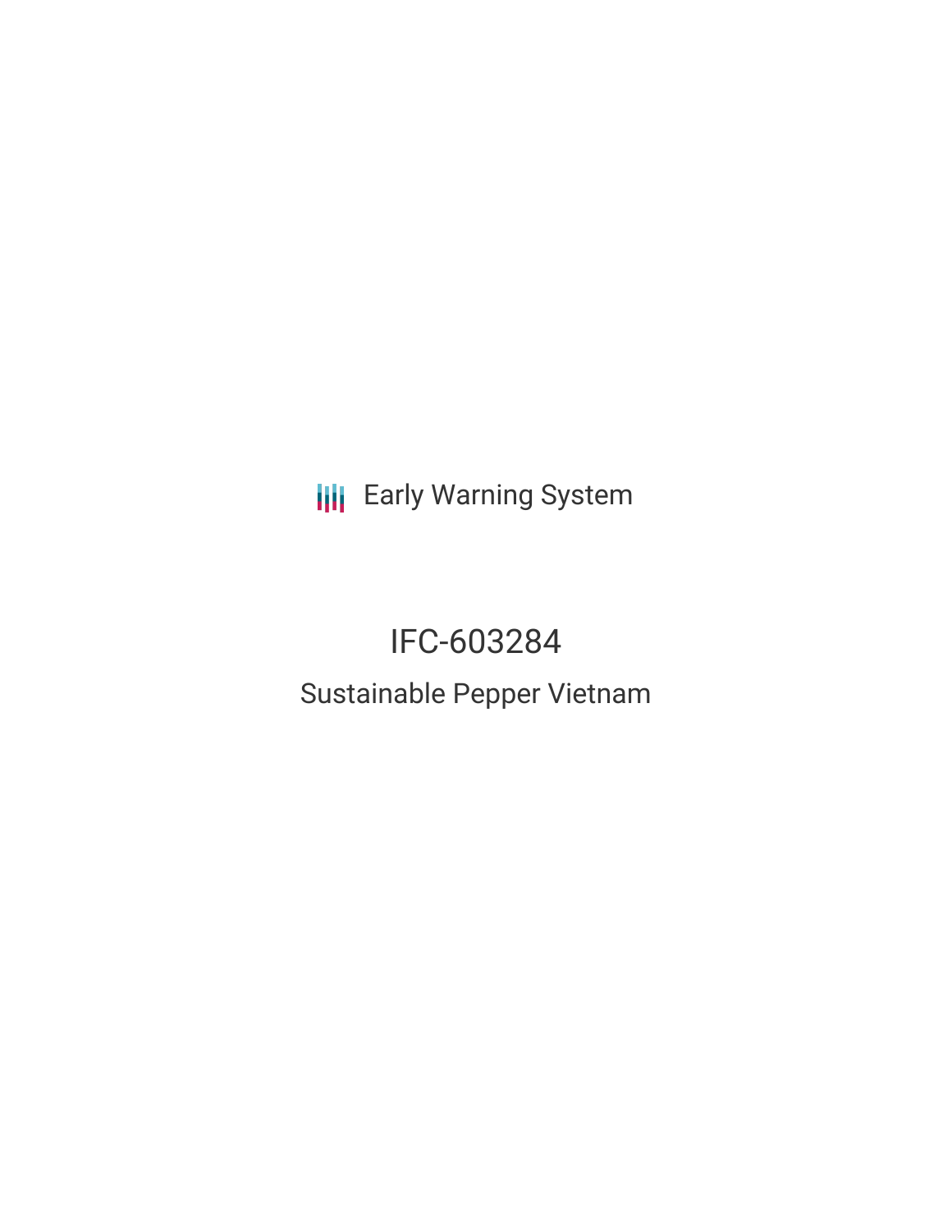Early Warning System

# IFC-603284

## Sustainable Pepper Vietnam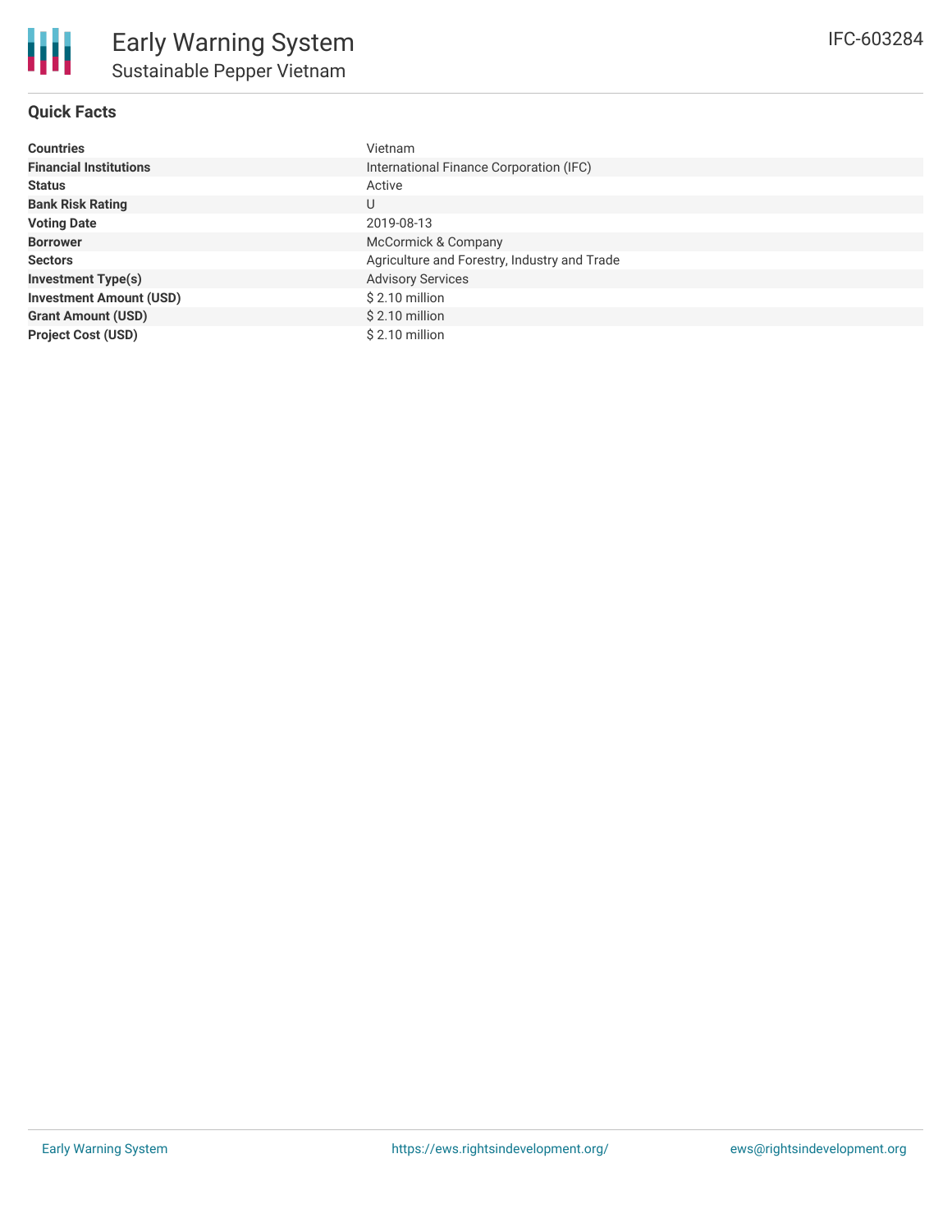# Early Warning System

## Sustainable Pepper Vietnam

IFC-603284

### Quick Facts

| | |
|---|---|
| **Countries** | Vietnam |
| **Financial Institutions** | International Finance Corporation (IFC) |
| **Status** | Active |
| **Bank Risk Rating** | U |
| **Voting Date** | 2019-08-13 |
| **Borrower** | McCormick & Company |
| **Sectors** | Agriculture and Forestry, Industry and Trade |
| **Investment Type(s)** | Advisory Services |
| **Investment Amount (USD)** | $ 2.10 million |
| **Grant Amount (USD)** | $ 2.10 million |
| **Project Cost (USD)** | $ 2.10 million |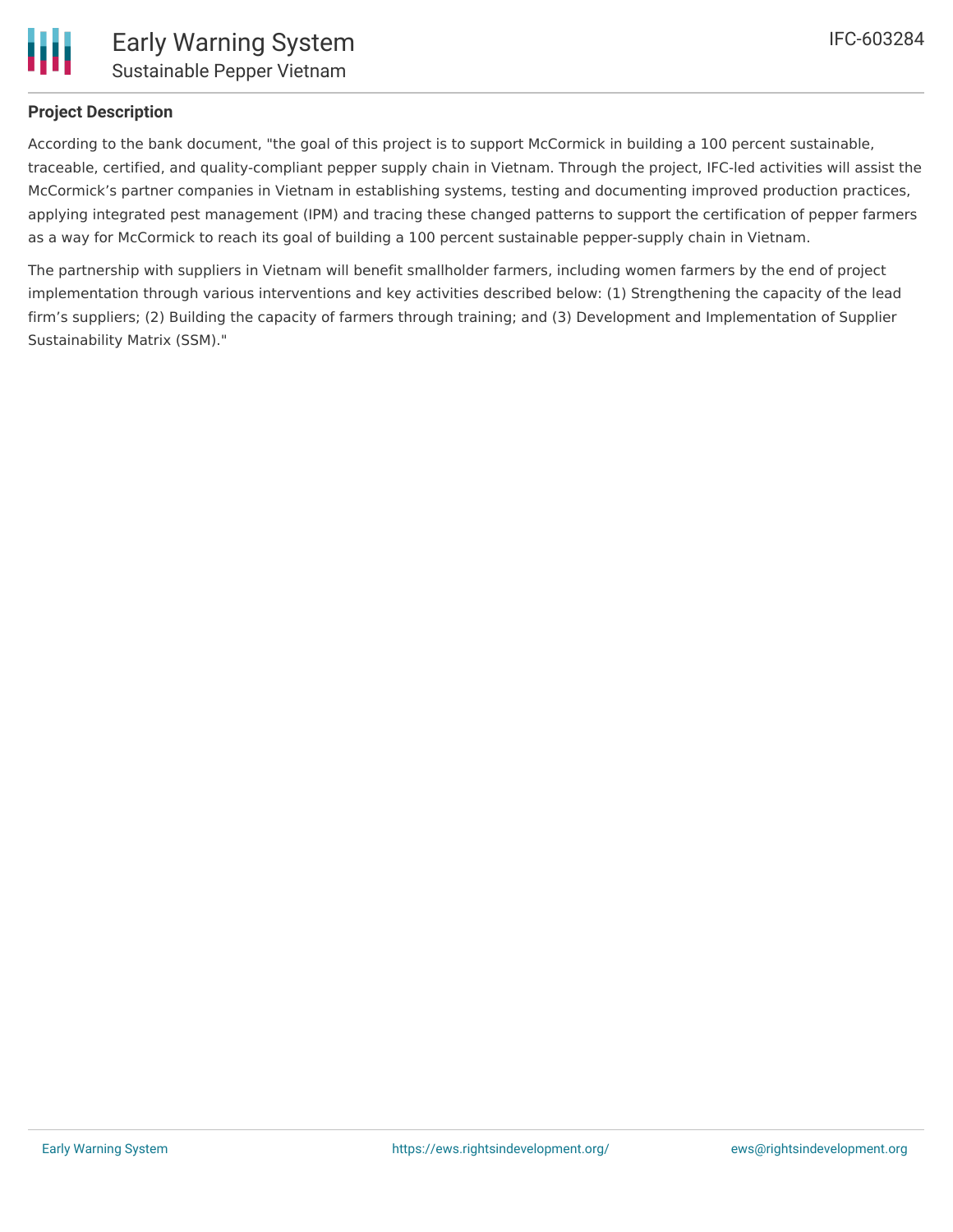## Project Description

According to the bank document, "the goal of this project is to support McCormick in building a 100 percent sustainable, traceable, certified, and quality-compliant pepper supply chain in Vietnam. Through the project, IFC-led activities will assist the McCormick's partner companies in Vietnam in establishing systems, testing and documenting improved production practices, applying integrated pest management (IPM) and tracing these changed patterns to support the certification of pepper farmers as a way for McCormick to reach its goal of building a 100 percent sustainable pepper-supply chain in Vietnam.

The partnership with suppliers in Vietnam will benefit smallholder farmers, including women farmers by the end of project implementation through various interventions and key activities described below: (1) Strengthening the capacity of the lead firm's suppliers; (2) Building the capacity of farmers through training; and (3) Development and Implementation of Supplier Sustainability Matrix (SSM)."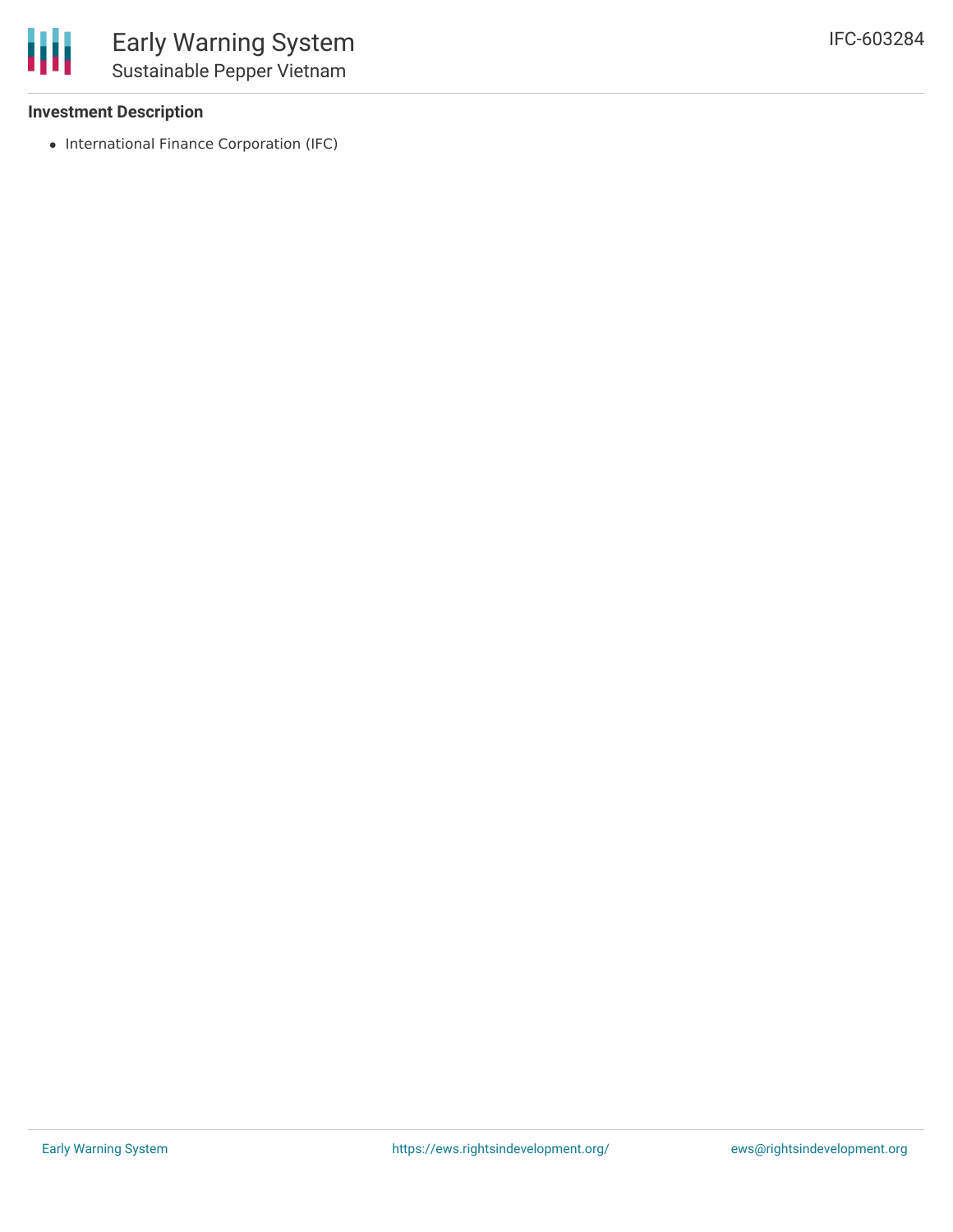**Investment Description**

- International Finance Corporation (IFC)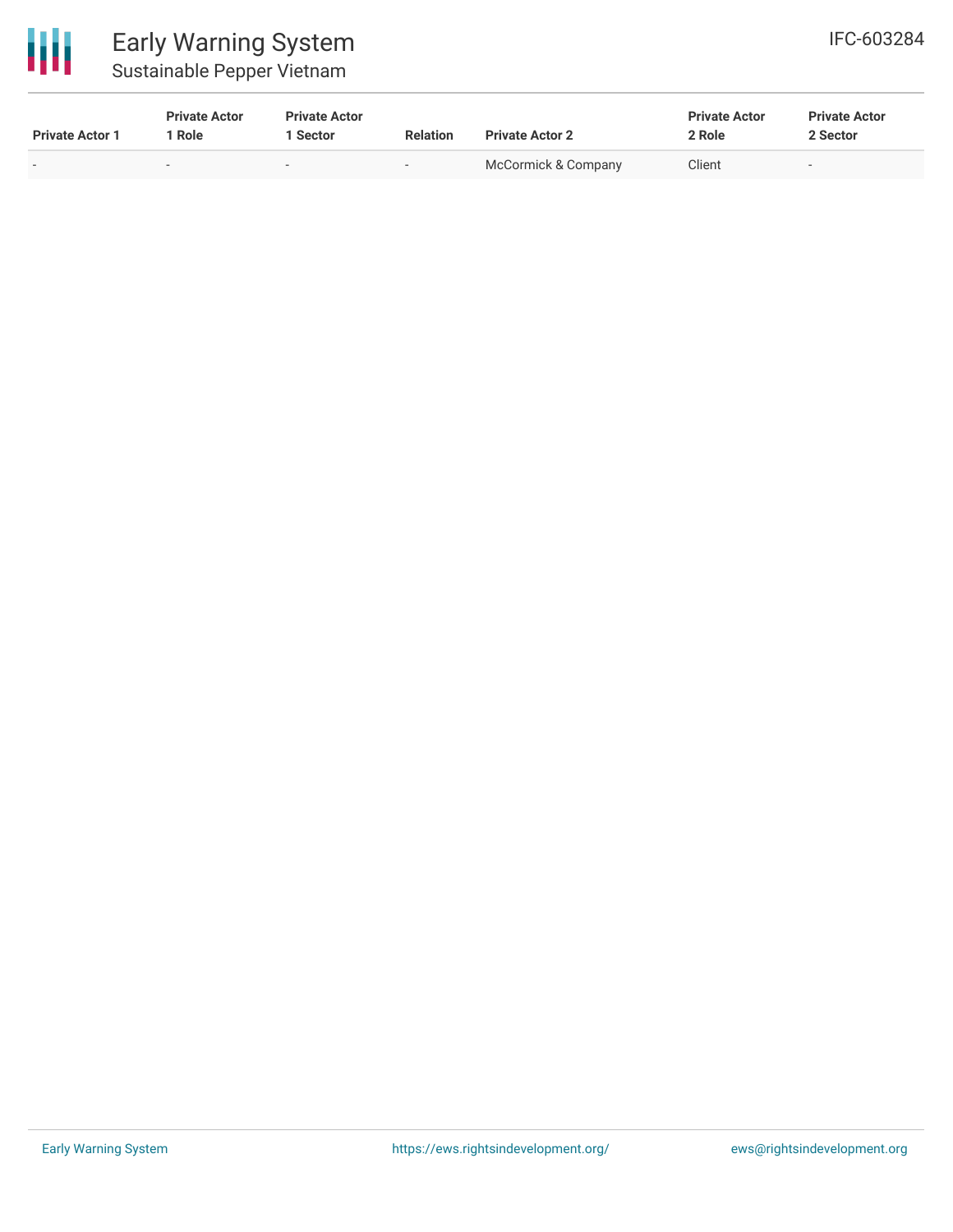| Private Actor 1 | Private Actor 1 Role | Private Actor 1 Sector | Relation | Private Actor 2 | Private Actor 2 Role | Private Actor 2 Sector |
|---|---|---|---|---|---|---|
| - | - | - | - | McCormick & Company | Client | - |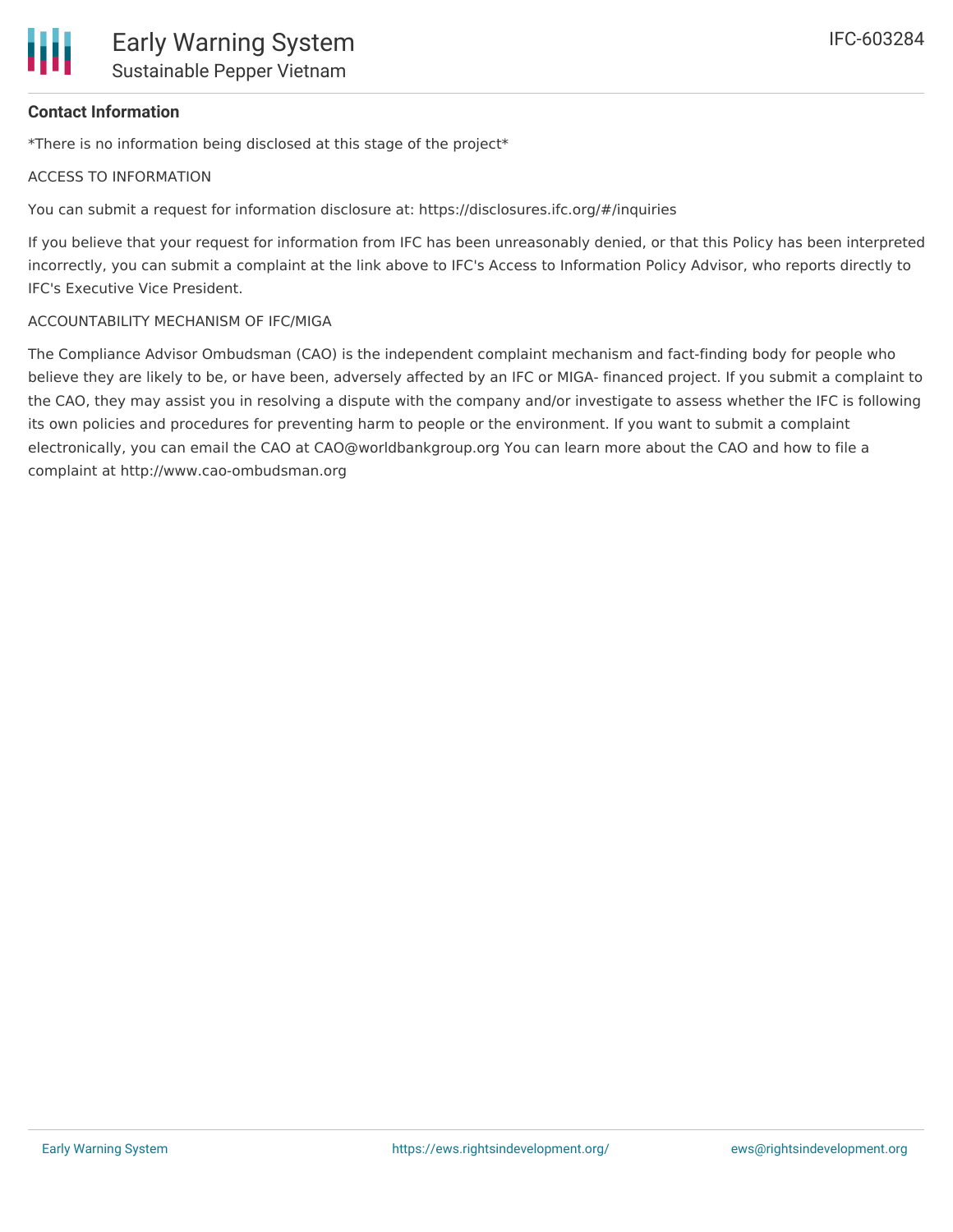**Contact Information**

*There is no information being disclosed at this stage of the project*

ACCESS TO INFORMATION

You can submit a request for information disclosure at: https://disclosures.ifc.org/#/inquiries

If you believe that your request for information from IFC has been unreasonably denied, or that this Policy has been interpreted incorrectly, you can submit a complaint at the link above to IFC's Access to Information Policy Advisor, who reports directly to IFC's Executive Vice President.

ACCOUNTABILITY MECHANISM OF IFC/MIGA

The Compliance Advisor Ombudsman (CAO) is the independent complaint mechanism and fact-finding body for people who believe they are likely to be, or have been, adversely affected by an IFC or MIGA- financed project. If you submit a complaint to the CAO, they may assist you in resolving a dispute with the company and/or investigate to assess whether the IFC is following its own policies and procedures for preventing harm to people or the environment. If you want to submit a complaint electronically, you can email the CAO at CAO@worldbankgroup.org You can learn more about the CAO and how to file a complaint at http://www.cao-ombudsman.org